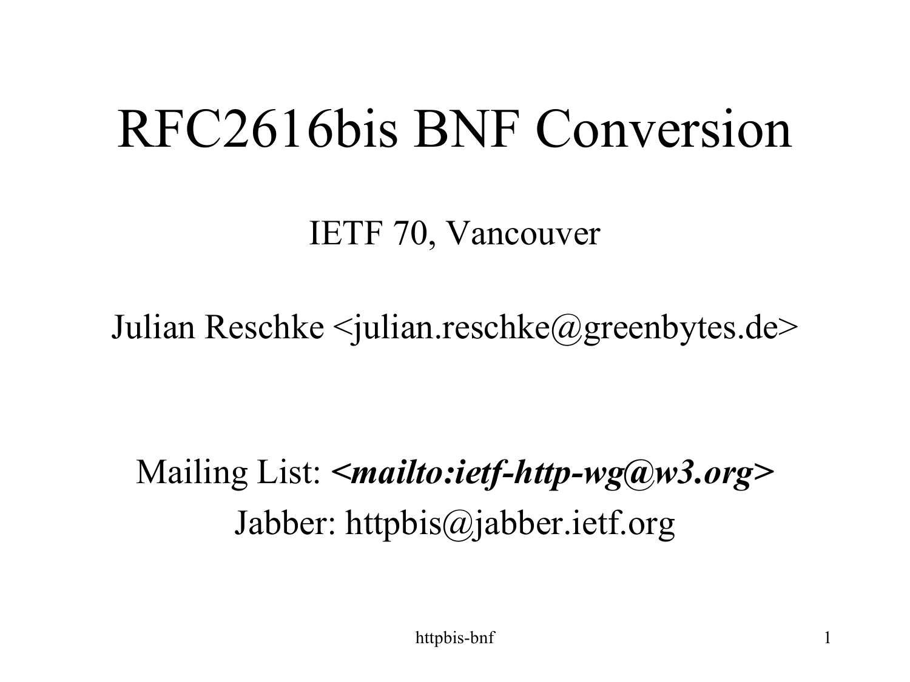# RFC2616bis BNF Conversion

IETF 70, Vancouver

Julian Reschke <julian.reschke@greenbytes.de>

Mailing List: ***<mailto:ietf-http-wg@w3.org>***
Jabber: httpbis@jabber.ietf.org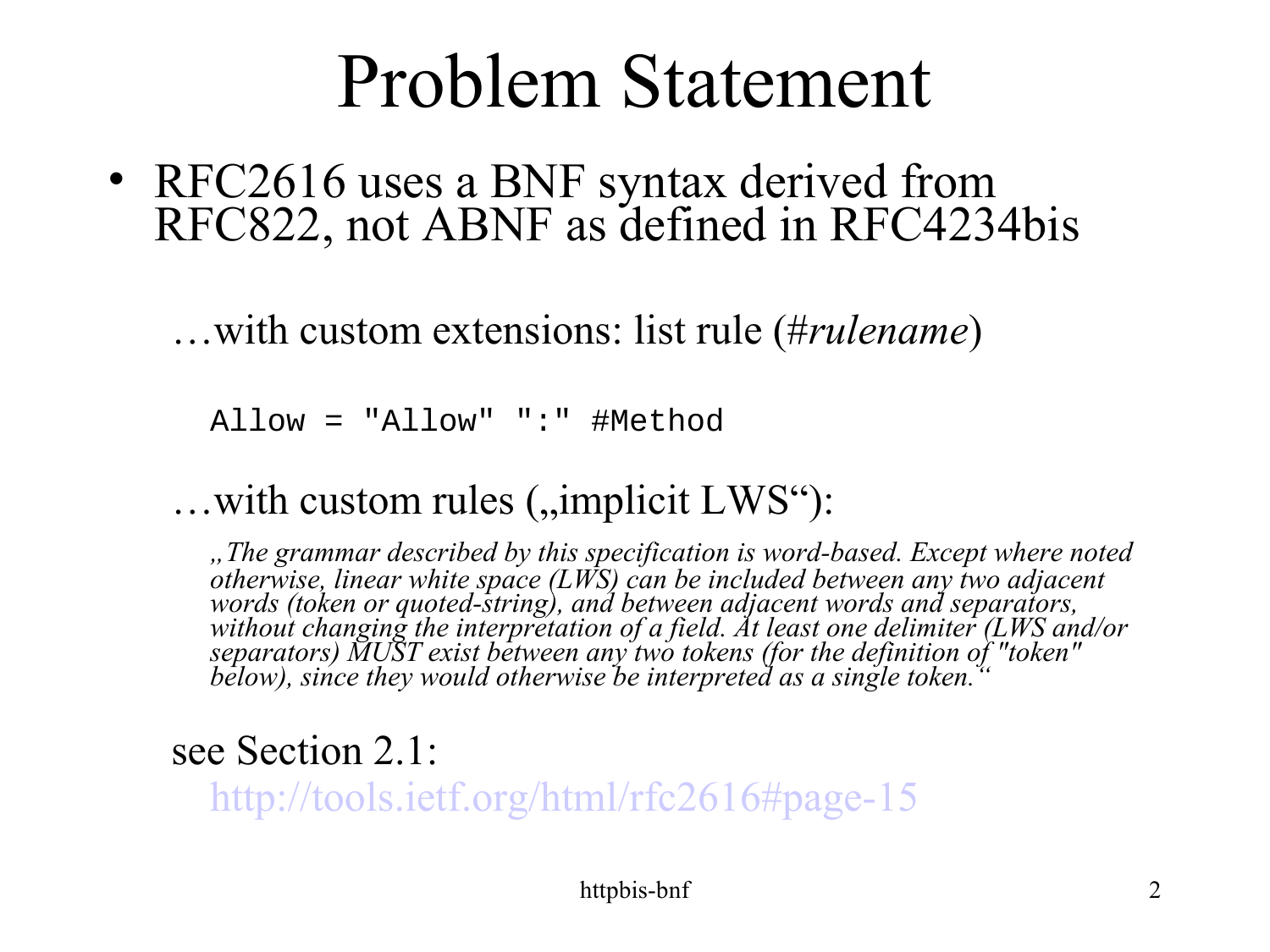# Problem Statement

- RFC2616 uses a BNF syntax derived from RFC822, not ABNF as defined in RFC4234bis

…with custom extensions: list rule (#*rulename*)

```
Allow = "Allow" ":" #Method
```

…with custom rules („implicit LWS“):

*„The grammar described by this specification is word-based. Except where noted otherwise, linear white space (LWS) can be included between any two adjacent words (token or quoted-string), and between adjacent words and separators, without changing the interpretation of a field. At least one delimiter (LWS and/or separators) MUST exist between any two tokens (for the definition of "token" below), since they would otherwise be interpreted as a single token.“*

see Section 2.1:

http://tools.ietf.org/html/rfc2616#page-15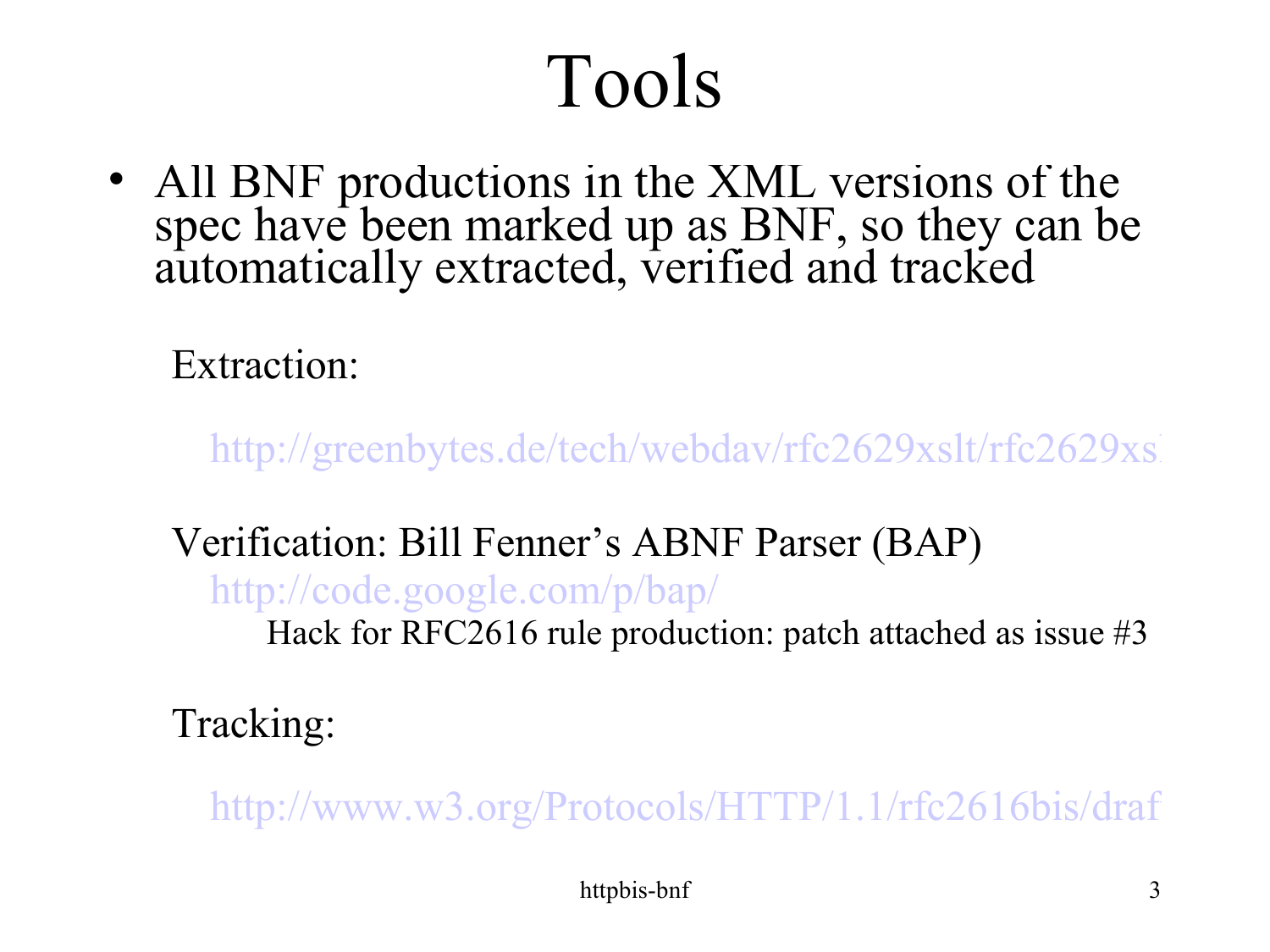# Tools

- All BNF productions in the XML versions of the spec have been marked up as BNF, so they can be automatically extracted, verified and tracked

  Extraction:

  http://greenbytes.de/tech/webdav/rfc2629xslt/rfc2629xsl

  Verification: Bill Fenner’s ABNF Parser (BAP)

  http://code.google.com/p/bap/

  Hack for RFC2616 rule production: patch attached as issue #3

  Tracking:

  http://www.w3.org/Protocols/HTTP/1.1/rfc2616bis/draf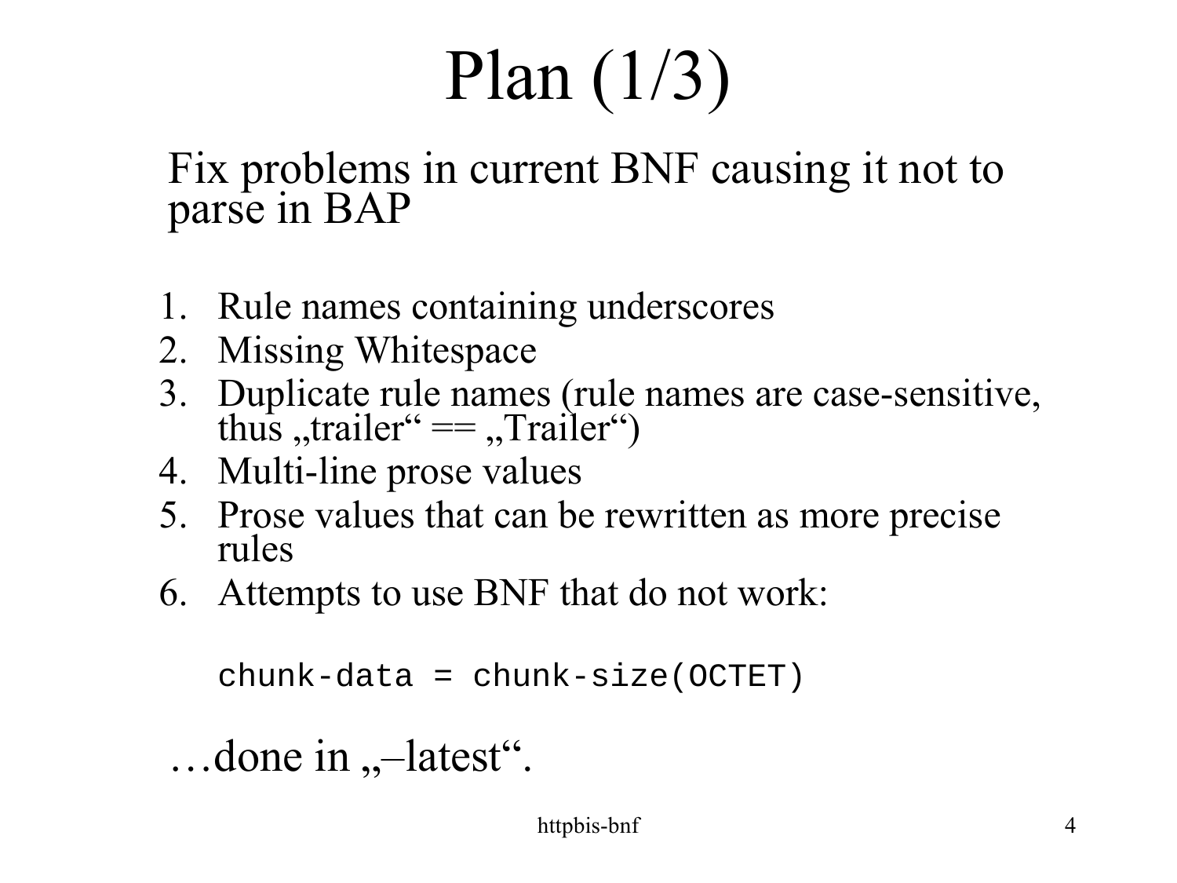# Plan (1/3)

Fix problems in current BNF causing it not to parse in BAP

1. Rule names containing underscores
2. Missing Whitespace
3. Duplicate rule names (rule names are case-sensitive, thus „trailer“ == „Trailer“)
4. Multi-line prose values
5. Prose values that can be rewritten as more precise rules
6. Attempts to use BNF that do not work:

```
chunk-data = chunk-size(OCTET)
```

…done in „–latest“.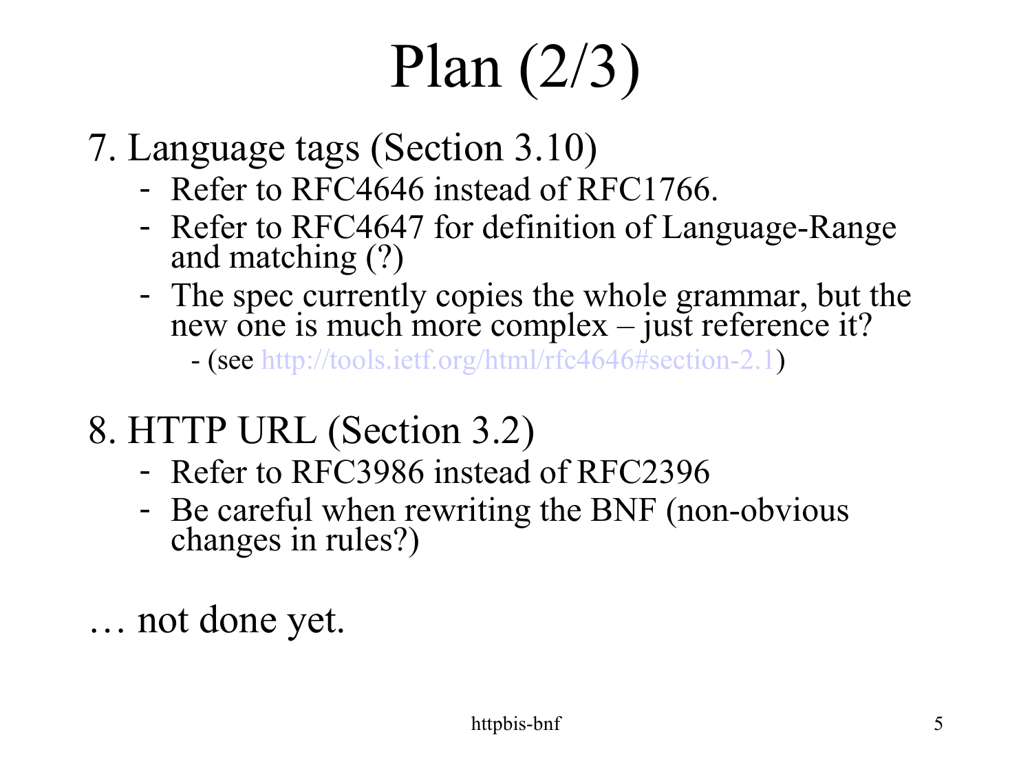# Plan (2/3)

7. Language tags (Section 3.10)
   - Refer to RFC4646 instead of RFC1766.
   - Refer to RFC4647 for definition of Language-Range and matching (?)
   - The spec currently copies the whole grammar, but the new one is much more complex – just reference it?
     - (see http://tools.ietf.org/html/rfc4646#section-2.1)

8. HTTP URL (Section 3.2)
   - Refer to RFC3986 instead of RFC2396
   - Be careful when rewriting the BNF (non-obvious changes in rules?)

… not done yet.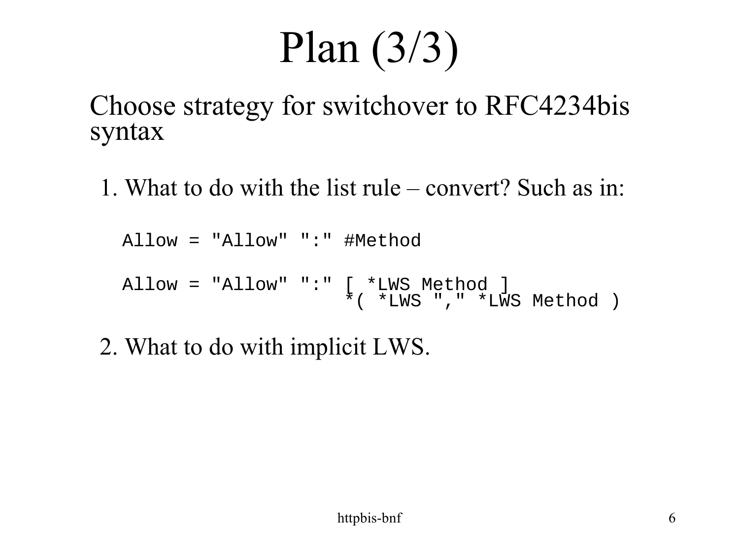# Plan (3/3)

Choose strategy for switchover to RFC4234bis syntax

1. What to do with the list rule – convert? Such as in:

```
Allow = "Allow" ":" #Method

Allow = "Allow" ":" [ *LWS Method ]
                    *( *LWS "," *LWS Method )
```

2. What to do with implicit LWS.